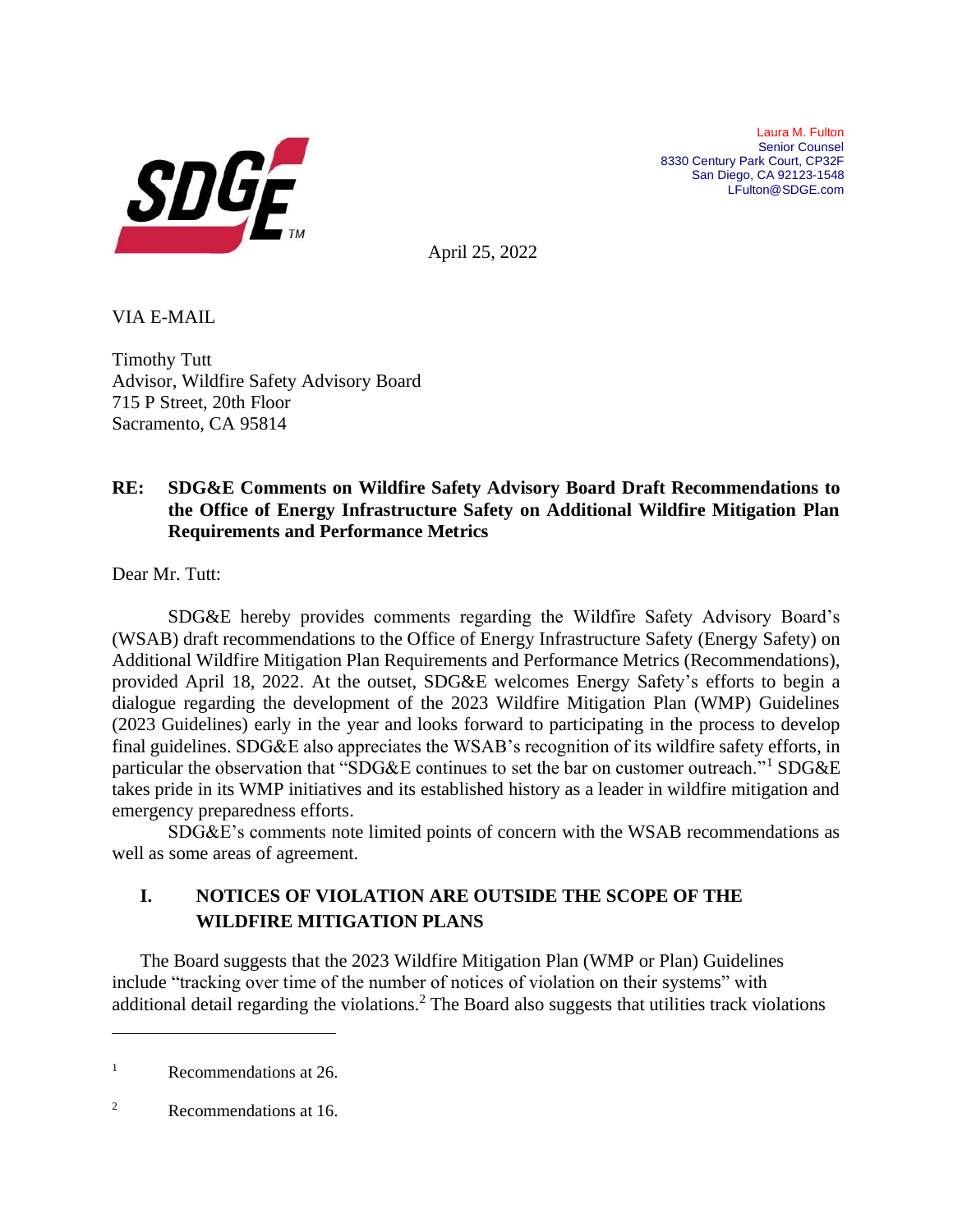Laura M. Fulton
Senior Counsel
8330 Century Park Court, CP32F
San Diego, CA 92123-1548
LFulton@SDGE.com

April 25, 2022

VIA E-MAIL

Timothy Tutt
Advisor, Wildfire Safety Advisory Board
715 P Street, 20th Floor
Sacramento, CA 95814

**RE: SDG&E Comments on Wildfire Safety Advisory Board Draft Recommendations to the Office of Energy Infrastructure Safety on Additional Wildfire Mitigation Plan Requirements and Performance Metrics**

Dear Mr. Tutt:

SDG&E hereby provides comments regarding the Wildfire Safety Advisory Board's (WSAB) draft recommendations to the Office of Energy Infrastructure Safety (Energy Safety) on Additional Wildfire Mitigation Plan Requirements and Performance Metrics (Recommendations), provided April 18, 2022. At the outset, SDG&E welcomes Energy Safety's efforts to begin a dialogue regarding the development of the 2023 Wildfire Mitigation Plan (WMP) Guidelines (2023 Guidelines) early in the year and looks forward to participating in the process to develop final guidelines. SDG&E also appreciates the WSAB's recognition of its wildfire safety efforts, in particular the observation that "SDG&E continues to set the bar on customer outreach."[1] SDG&E takes pride in its WMP initiatives and its established history as a leader in wildfire mitigation and emergency preparedness efforts.

SDG&E's comments note limited points of concern with the WSAB recommendations as well as some areas of agreement.

## I. NOTICES OF VIOLATION ARE OUTSIDE THE SCOPE OF THE WILDFIRE MITIGATION PLANS

The Board suggests that the 2023 Wildfire Mitigation Plan (WMP or Plan) Guidelines include "tracking over time of the number of notices of violation on their systems" with additional detail regarding the violations.[2] The Board also suggests that utilities track violations

---

[1] Recommendations at 26.

[2] Recommendations at 16.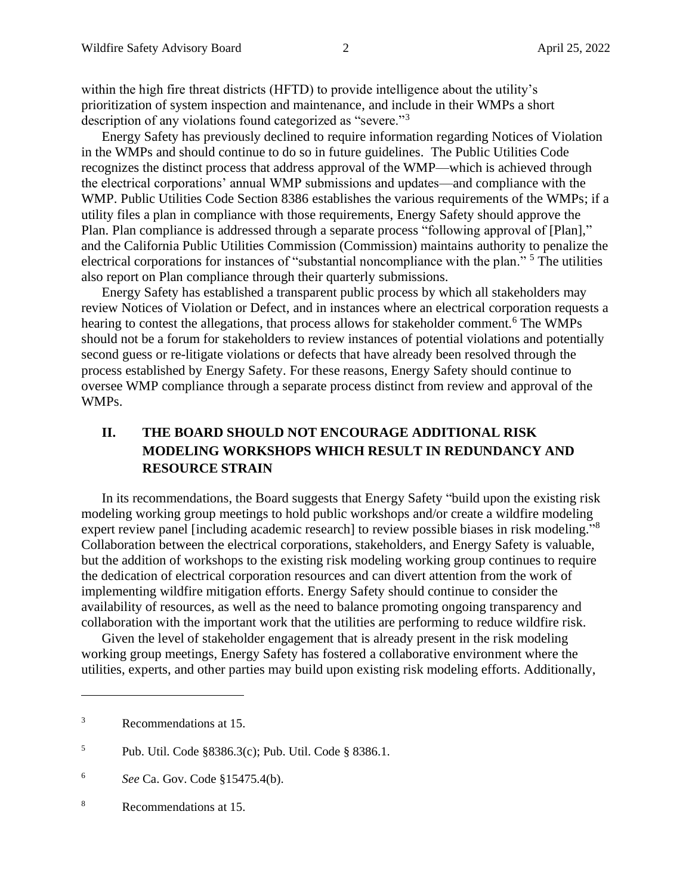within the high fire threat districts (HFTD) to provide intelligence about the utility's prioritization of system inspection and maintenance, and include in their WMPs a short description of any violations found categorized as "severe."[3]

Energy Safety has previously declined to require information regarding Notices of Violation in the WMPs and should continue to do so in future guidelines. The Public Utilities Code recognizes the distinct process that address approval of the WMP—which is achieved through the electrical corporations' annual WMP submissions and updates—and compliance with the WMP. Public Utilities Code Section 8386 establishes the various requirements of the WMPs; if a utility files a plan in compliance with those requirements, Energy Safety should approve the Plan. Plan compliance is addressed through a separate process "following approval of [Plan]," and the California Public Utilities Commission (Commission) maintains authority to penalize the electrical corporations for instances of "substantial noncompliance with the plan." [5] The utilities also report on Plan compliance through their quarterly submissions.

Energy Safety has established a transparent public process by which all stakeholders may review Notices of Violation or Defect, and in instances where an electrical corporation requests a hearing to contest the allegations, that process allows for stakeholder comment.[6] The WMPs should not be a forum for stakeholders to review instances of potential violations and potentially second guess or re-litigate violations or defects that have already been resolved through the process established by Energy Safety. For these reasons, Energy Safety should continue to oversee WMP compliance through a separate process distinct from review and approval of the WMPs.

## II. THE BOARD SHOULD NOT ENCOURAGE ADDITIONAL RISK MODELING WORKSHOPS WHICH RESULT IN REDUNDANCY AND RESOURCE STRAIN

In its recommendations, the Board suggests that Energy Safety "build upon the existing risk modeling working group meetings to hold public workshops and/or create a wildfire modeling expert review panel [including academic research] to review possible biases in risk modeling."[8] Collaboration between the electrical corporations, stakeholders, and Energy Safety is valuable, but the addition of workshops to the existing risk modeling working group continues to require the dedication of electrical corporation resources and can divert attention from the work of implementing wildfire mitigation efforts. Energy Safety should continue to consider the availability of resources, as well as the need to balance promoting ongoing transparency and collaboration with the important work that the utilities are performing to reduce wildfire risk.

Given the level of stakeholder engagement that is already present in the risk modeling working group meetings, Energy Safety has fostered a collaborative environment where the utilities, experts, and other parties may build upon existing risk modeling efforts. Additionally,

---

[3] Recommendations at 15.

[5] Pub. Util. Code §8386.3(c); Pub. Util. Code § 8386.1.

[6] *See* Ca. Gov. Code §15475.4(b).

[8] Recommendations at 15.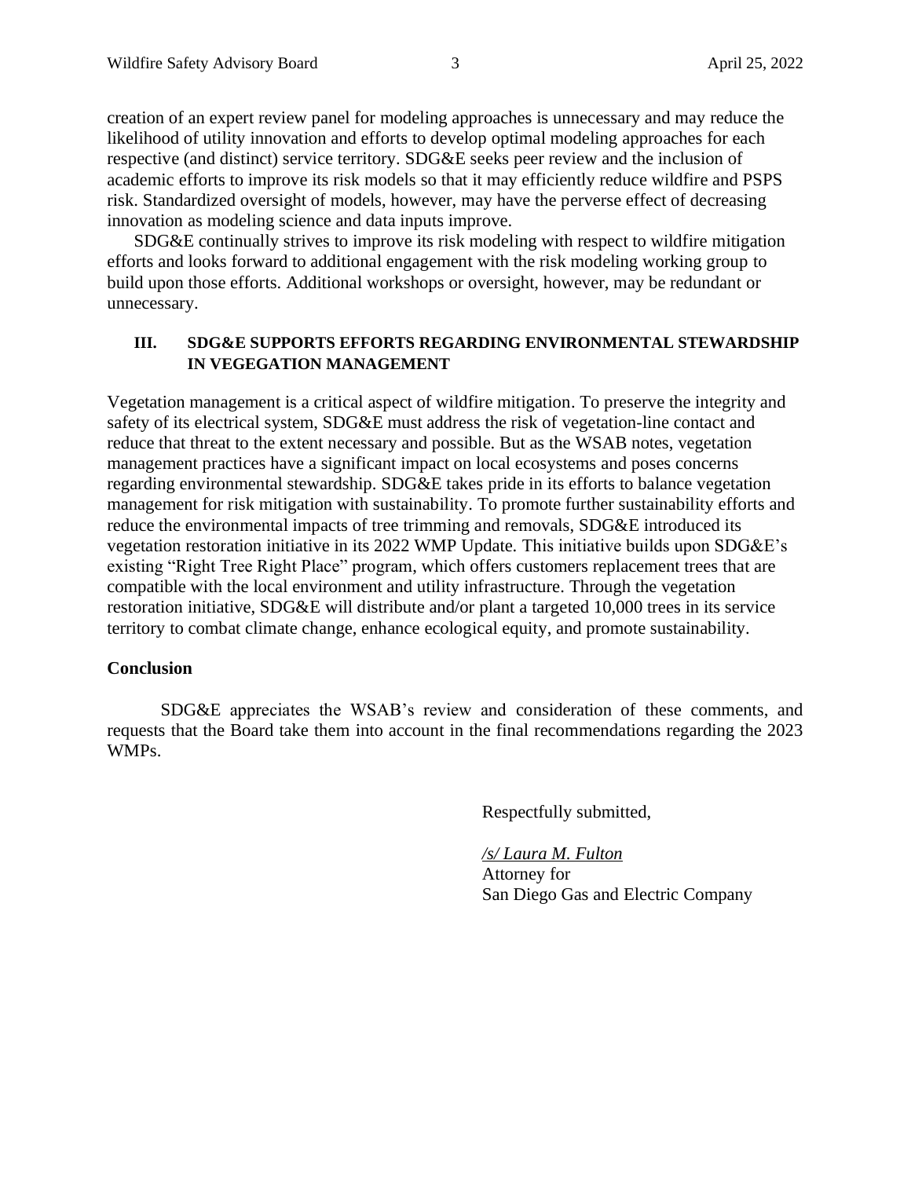creation of an expert review panel for modeling approaches is unnecessary and may reduce the likelihood of utility innovation and efforts to develop optimal modeling approaches for each respective (and distinct) service territory. SDG&E seeks peer review and the inclusion of academic efforts to improve its risk models so that it may efficiently reduce wildfire and PSPS risk. Standardized oversight of models, however, may have the perverse effect of decreasing innovation as modeling science and data inputs improve.

SDG&E continually strives to improve its risk modeling with respect to wildfire mitigation efforts and looks forward to additional engagement with the risk modeling working group to build upon those efforts. Additional workshops or oversight, however, may be redundant or unnecessary.

## III. SDG&E SUPPORTS EFFORTS REGARDING ENVIRONMENTAL STEWARDSHIP IN VEGEGATION MANAGEMENT

Vegetation management is a critical aspect of wildfire mitigation. To preserve the integrity and safety of its electrical system, SDG&E must address the risk of vegetation-line contact and reduce that threat to the extent necessary and possible. But as the WSAB notes, vegetation management practices have a significant impact on local ecosystems and poses concerns regarding environmental stewardship. SDG&E takes pride in its efforts to balance vegetation management for risk mitigation with sustainability. To promote further sustainability efforts and reduce the environmental impacts of tree trimming and removals, SDG&E introduced its vegetation restoration initiative in its 2022 WMP Update. This initiative builds upon SDG&E's existing "Right Tree Right Place" program, which offers customers replacement trees that are compatible with the local environment and utility infrastructure. Through the vegetation restoration initiative, SDG&E will distribute and/or plant a targeted 10,000 trees in its service territory to combat climate change, enhance ecological equity, and promote sustainability.

## Conclusion

SDG&E appreciates the WSAB's review and consideration of these comments, and requests that the Board take them into account in the final recommendations regarding the 2023 WMPs.

Respectfully submitted,

*/s/ Laura M. Fulton*
Attorney for
San Diego Gas and Electric Company